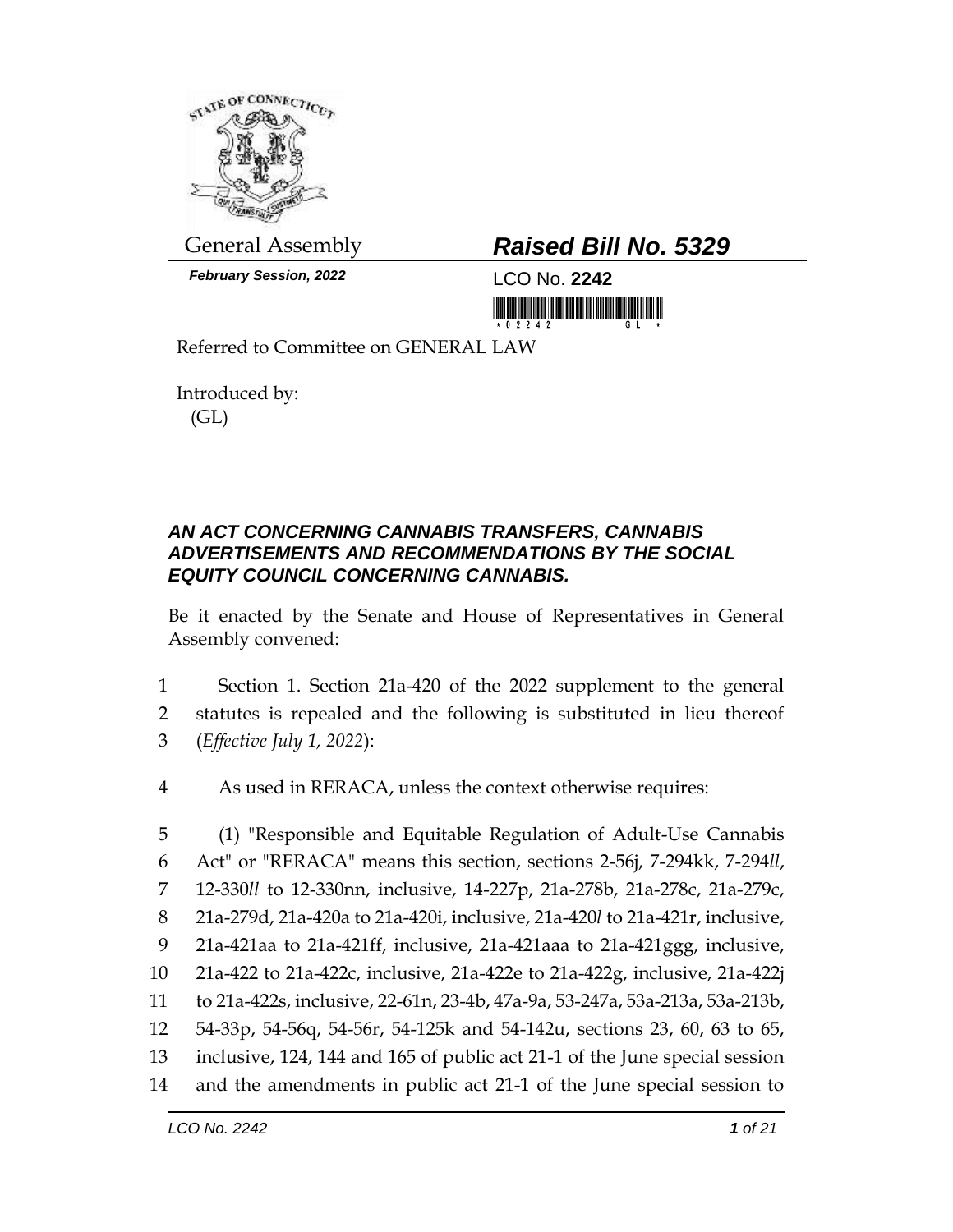General Assembly

***February Session, 2022***

# ***Raised Bill No. 5329***

LCO No. **2242**

Referred to Committee on GENERAL LAW

Introduced by:
(GL)

## ***AN ACT CONCERNING CANNABIS TRANSFERS, CANNABIS ADVERTISEMENTS AND RECOMMENDATIONS BY THE SOCIAL EQUITY COUNCIL CONCERNING CANNABIS.***

Be it enacted by the Senate and House of Representatives in General Assembly convened:

1 Section 1. Section 21a-420 of the 2022 supplement to the general
2 statutes is repealed and the following is substituted in lieu thereof
3 (*Effective July 1, 2022*):

4 As used in RERACA, unless the context otherwise requires:

5 (1) "Responsible and Equitable Regulation of Adult-Use Cannabis
6 Act" or "RERACA" means this section, sections 2-56j, 7-294kk, 7-294*ll*,
7 12-330*ll* to 12-330nn, inclusive, 14-227p, 21a-278b, 21a-278c, 21a-279c,
8 21a-279d, 21a-420a to 21a-420i, inclusive, 21a-420*l* to 21a-421r, inclusive,
9 21a-421aa to 21a-421ff, inclusive, 21a-421aaa to 21a-421ggg, inclusive,
10 21a-422 to 21a-422c, inclusive, 21a-422e to 21a-422g, inclusive, 21a-422j
11 to 21a-422s, inclusive, 22-61n, 23-4b, 47a-9a, 53-247a, 53a-213a, 53a-213b,
12 54-33p, 54-56q, 54-56r, 54-125k and 54-142u, sections 23, 60, 63 to 65,
13 inclusive, 124, 144 and 165 of public act 21-1 of the June special session
14 and the amendments in public act 21-1 of the June special session to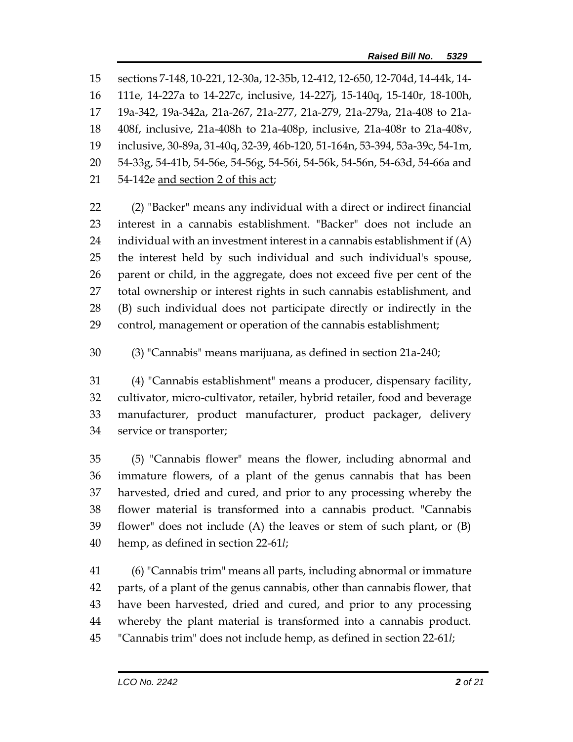sections 7-148, 10-221, 12-30a, 12-35b, 12-412, 12-650, 12-704d, 14-44k, 14-111e, 14-227a to 14-227c, inclusive, 14-227j, 15-140q, 15-140r, 18-100h, 19a-342, 19a-342a, 21a-267, 21a-277, 21a-279, 21a-279a, 21a-408 to 21a-408f, inclusive, 21a-408h to 21a-408p, inclusive, 21a-408r to 21a-408v, inclusive, 30-89a, 31-40q, 32-39, 46b-120, 51-164n, 53-394, 53a-39c, 54-1m, 54-33g, 54-41b, 54-56e, 54-56g, 54-56i, 54-56k, 54-56n, 54-63d, 54-66a and 54-142e <u>and section 2 of this act</u>;

(2) "Backer" means any individual with a direct or indirect financial interest in a cannabis establishment. "Backer" does not include an individual with an investment interest in a cannabis establishment if (A) the interest held by such individual and such individual's spouse, parent or child, in the aggregate, does not exceed five per cent of the total ownership or interest rights in such cannabis establishment, and (B) such individual does not participate directly or indirectly in the control, management or operation of the cannabis establishment;

(3) "Cannabis" means marijuana, as defined in section 21a-240;

(4) "Cannabis establishment" means a producer, dispensary facility, cultivator, micro-cultivator, retailer, hybrid retailer, food and beverage manufacturer, product manufacturer, product packager, delivery service or transporter;

(5) "Cannabis flower" means the flower, including abnormal and immature flowers, of a plant of the genus cannabis that has been harvested, dried and cured, and prior to any processing whereby the flower material is transformed into a cannabis product. "Cannabis flower" does not include (A) the leaves or stem of such plant, or (B) hemp, as defined in section 22-61*l*;

(6) "Cannabis trim" means all parts, including abnormal or immature parts, of a plant of the genus cannabis, other than cannabis flower, that have been harvested, dried and cured, and prior to any processing whereby the plant material is transformed into a cannabis product. "Cannabis trim" does not include hemp, as defined in section 22-61*l*;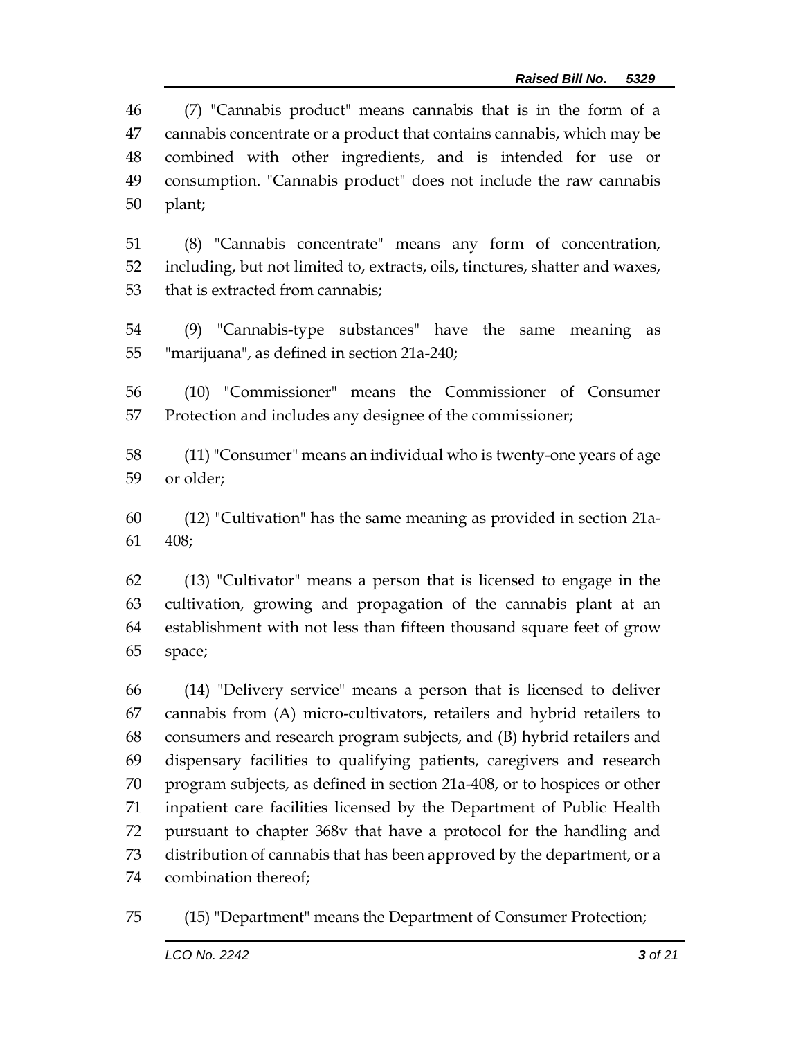(7) "Cannabis product" means cannabis that is in the form of a cannabis concentrate or a product that contains cannabis, which may be combined with other ingredients, and is intended for use or consumption. "Cannabis product" does not include the raw cannabis plant;

(8) "Cannabis concentrate" means any form of concentration, including, but not limited to, extracts, oils, tinctures, shatter and waxes, that is extracted from cannabis;

(9) "Cannabis-type substances" have the same meaning as "marijuana", as defined in section 21a-240;

(10) "Commissioner" means the Commissioner of Consumer Protection and includes any designee of the commissioner;

(11) "Consumer" means an individual who is twenty-one years of age or older;

(12) "Cultivation" has the same meaning as provided in section 21a-408;

(13) "Cultivator" means a person that is licensed to engage in the cultivation, growing and propagation of the cannabis plant at an establishment with not less than fifteen thousand square feet of grow space;

(14) "Delivery service" means a person that is licensed to deliver cannabis from (A) micro-cultivators, retailers and hybrid retailers to consumers and research program subjects, and (B) hybrid retailers and dispensary facilities to qualifying patients, caregivers and research program subjects, as defined in section 21a-408, or to hospices or other inpatient care facilities licensed by the Department of Public Health pursuant to chapter 368v that have a protocol for the handling and distribution of cannabis that has been approved by the department, or a combination thereof;

(15) "Department" means the Department of Consumer Protection;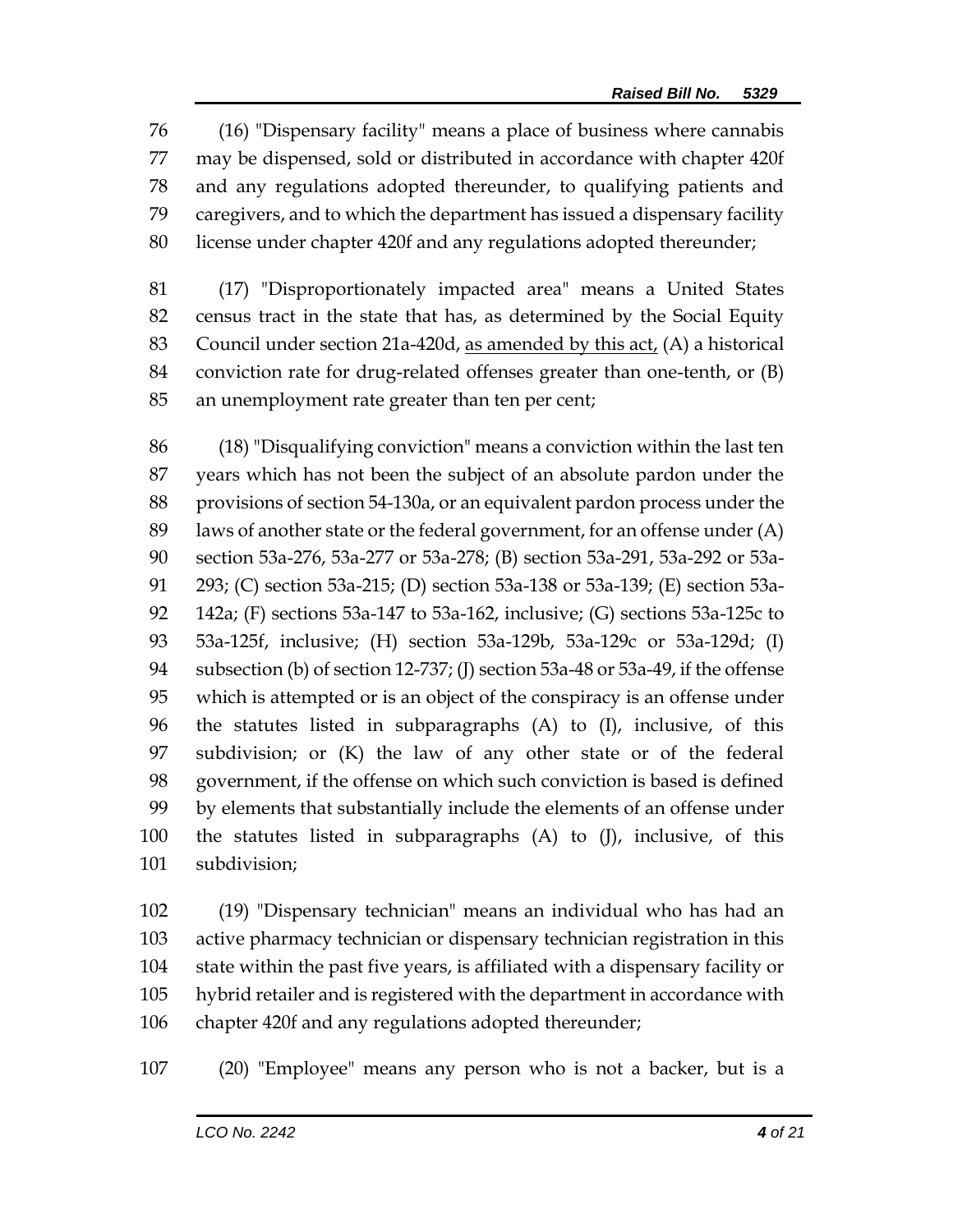(16) "Dispensary facility" means a place of business where cannabis may be dispensed, sold or distributed in accordance with chapter 420f and any regulations adopted thereunder, to qualifying patients and caregivers, and to which the department has issued a dispensary facility license under chapter 420f and any regulations adopted thereunder;

(17) "Disproportionately impacted area" means a United States census tract in the state that has, as determined by the Social Equity Council under section 21a-420d, <u>as amended by this act,</u> (A) a historical conviction rate for drug-related offenses greater than one-tenth, or (B) an unemployment rate greater than ten per cent;

(18) "Disqualifying conviction" means a conviction within the last ten years which has not been the subject of an absolute pardon under the provisions of section 54-130a, or an equivalent pardon process under the laws of another state or the federal government, for an offense under (A) section 53a-276, 53a-277 or 53a-278; (B) section 53a-291, 53a-292 or 53a-293; (C) section 53a-215; (D) section 53a-138 or 53a-139; (E) section 53a-142a; (F) sections 53a-147 to 53a-162, inclusive; (G) sections 53a-125c to 53a-125f, inclusive; (H) section 53a-129b, 53a-129c or 53a-129d; (I) subsection (b) of section 12-737; (J) section 53a-48 or 53a-49, if the offense which is attempted or is an object of the conspiracy is an offense under the statutes listed in subparagraphs (A) to (I), inclusive, of this subdivision; or (K) the law of any other state or of the federal government, if the offense on which such conviction is based is defined by elements that substantially include the elements of an offense under the statutes listed in subparagraphs (A) to (J), inclusive, of this subdivision;

(19) "Dispensary technician" means an individual who has had an active pharmacy technician or dispensary technician registration in this state within the past five years, is affiliated with a dispensary facility or hybrid retailer and is registered with the department in accordance with chapter 420f and any regulations adopted thereunder;

(20) "Employee" means any person who is not a backer, but is a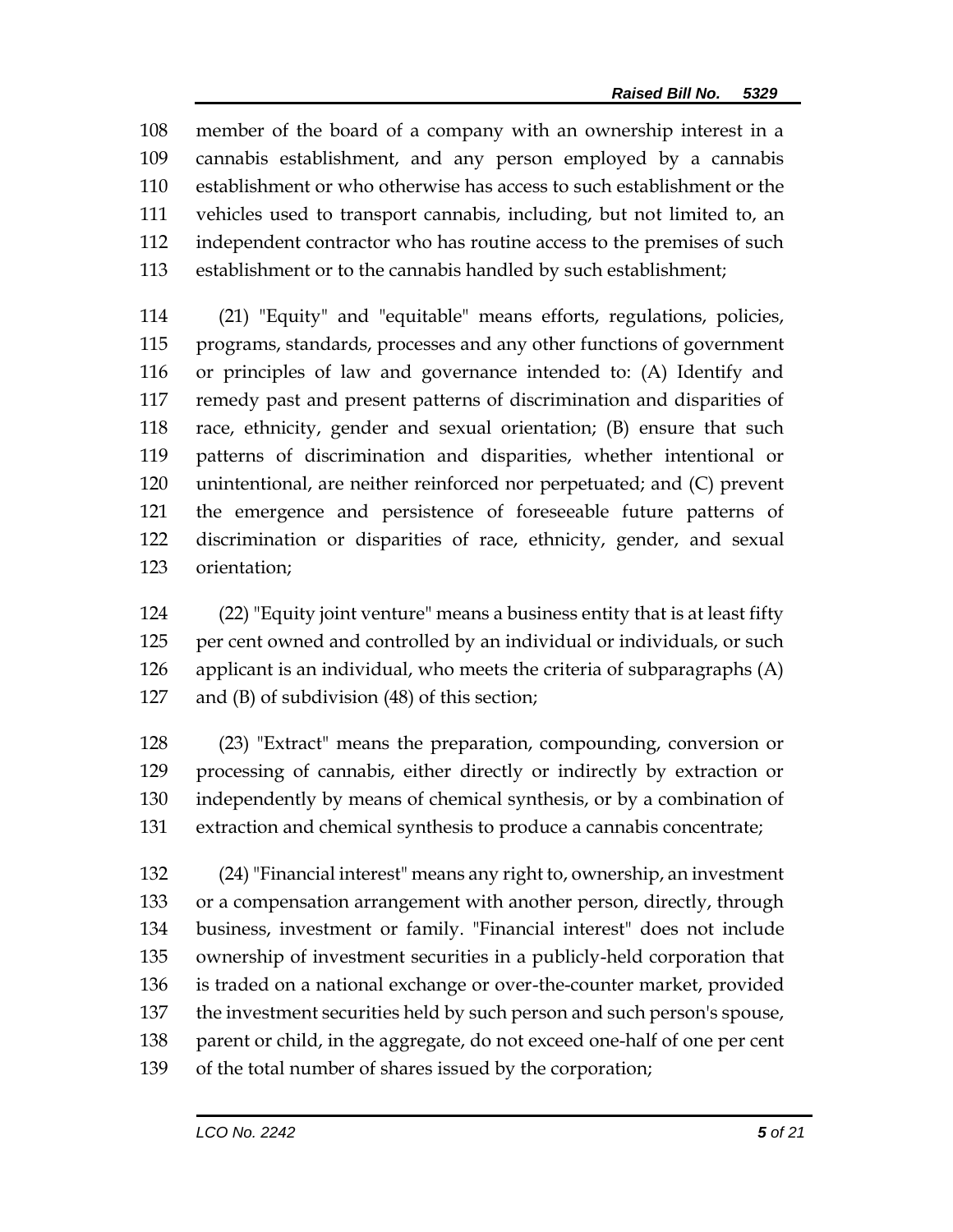member of the board of a company with an ownership interest in a cannabis establishment, and any person employed by a cannabis establishment or who otherwise has access to such establishment or the vehicles used to transport cannabis, including, but not limited to, an independent contractor who has routine access to the premises of such establishment or to the cannabis handled by such establishment;

(21) "Equity" and "equitable" means efforts, regulations, policies, programs, standards, processes and any other functions of government or principles of law and governance intended to: (A) Identify and remedy past and present patterns of discrimination and disparities of race, ethnicity, gender and sexual orientation; (B) ensure that such patterns of discrimination and disparities, whether intentional or unintentional, are neither reinforced nor perpetuated; and (C) prevent the emergence and persistence of foreseeable future patterns of discrimination or disparities of race, ethnicity, gender, and sexual orientation;

(22) "Equity joint venture" means a business entity that is at least fifty per cent owned and controlled by an individual or individuals, or such applicant is an individual, who meets the criteria of subparagraphs (A) and (B) of subdivision (48) of this section;

(23) "Extract" means the preparation, compounding, conversion or processing of cannabis, either directly or indirectly by extraction or independently by means of chemical synthesis, or by a combination of extraction and chemical synthesis to produce a cannabis concentrate;

(24) "Financial interest" means any right to, ownership, an investment or a compensation arrangement with another person, directly, through business, investment or family. "Financial interest" does not include ownership of investment securities in a publicly-held corporation that is traded on a national exchange or over-the-counter market, provided the investment securities held by such person and such person's spouse, parent or child, in the aggregate, do not exceed one-half of one per cent of the total number of shares issued by the corporation;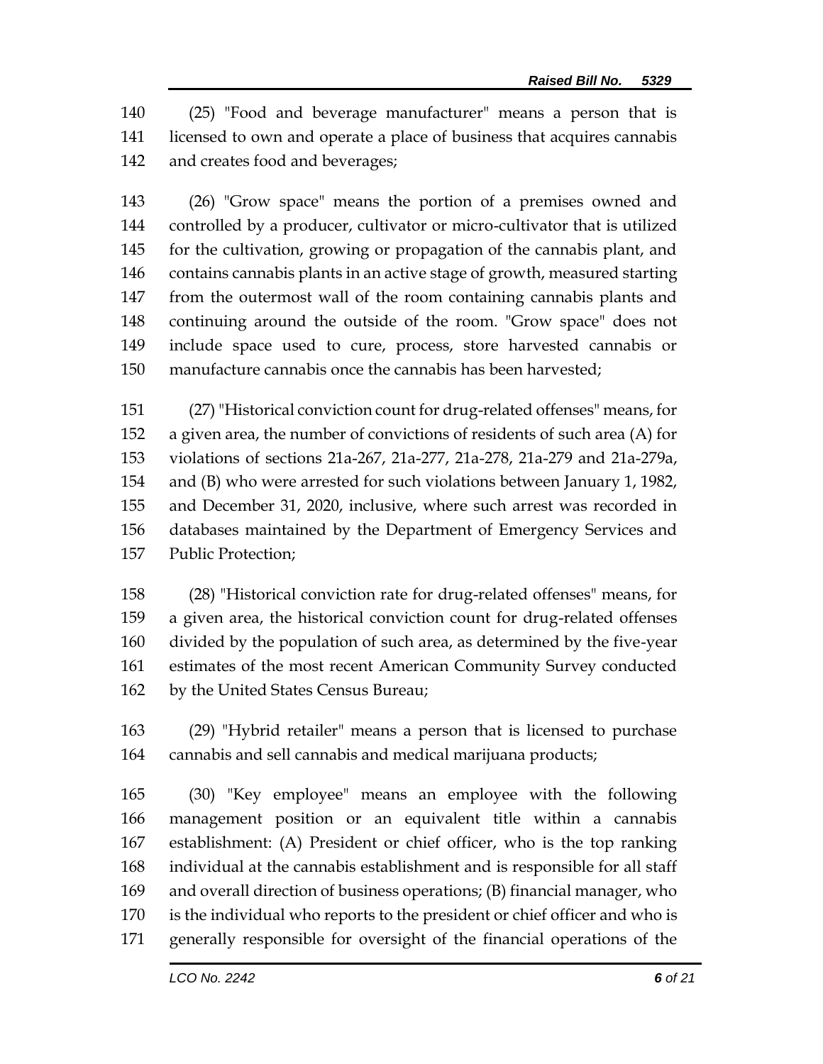(25) "Food and beverage manufacturer" means a person that is licensed to own and operate a place of business that acquires cannabis and creates food and beverages;

(26) "Grow space" means the portion of a premises owned and controlled by a producer, cultivator or micro-cultivator that is utilized for the cultivation, growing or propagation of the cannabis plant, and contains cannabis plants in an active stage of growth, measured starting from the outermost wall of the room containing cannabis plants and continuing around the outside of the room. "Grow space" does not include space used to cure, process, store harvested cannabis or manufacture cannabis once the cannabis has been harvested;

(27) "Historical conviction count for drug-related offenses" means, for a given area, the number of convictions of residents of such area (A) for violations of sections 21a-267, 21a-277, 21a-278, 21a-279 and 21a-279a, and (B) who were arrested for such violations between January 1, 1982, and December 31, 2020, inclusive, where such arrest was recorded in databases maintained by the Department of Emergency Services and Public Protection;

(28) "Historical conviction rate for drug-related offenses" means, for a given area, the historical conviction count for drug-related offenses divided by the population of such area, as determined by the five-year estimates of the most recent American Community Survey conducted by the United States Census Bureau;

(29) "Hybrid retailer" means a person that is licensed to purchase cannabis and sell cannabis and medical marijuana products;

(30) "Key employee" means an employee with the following management position or an equivalent title within a cannabis establishment: (A) President or chief officer, who is the top ranking individual at the cannabis establishment and is responsible for all staff and overall direction of business operations; (B) financial manager, who is the individual who reports to the president or chief officer and who is generally responsible for oversight of the financial operations of the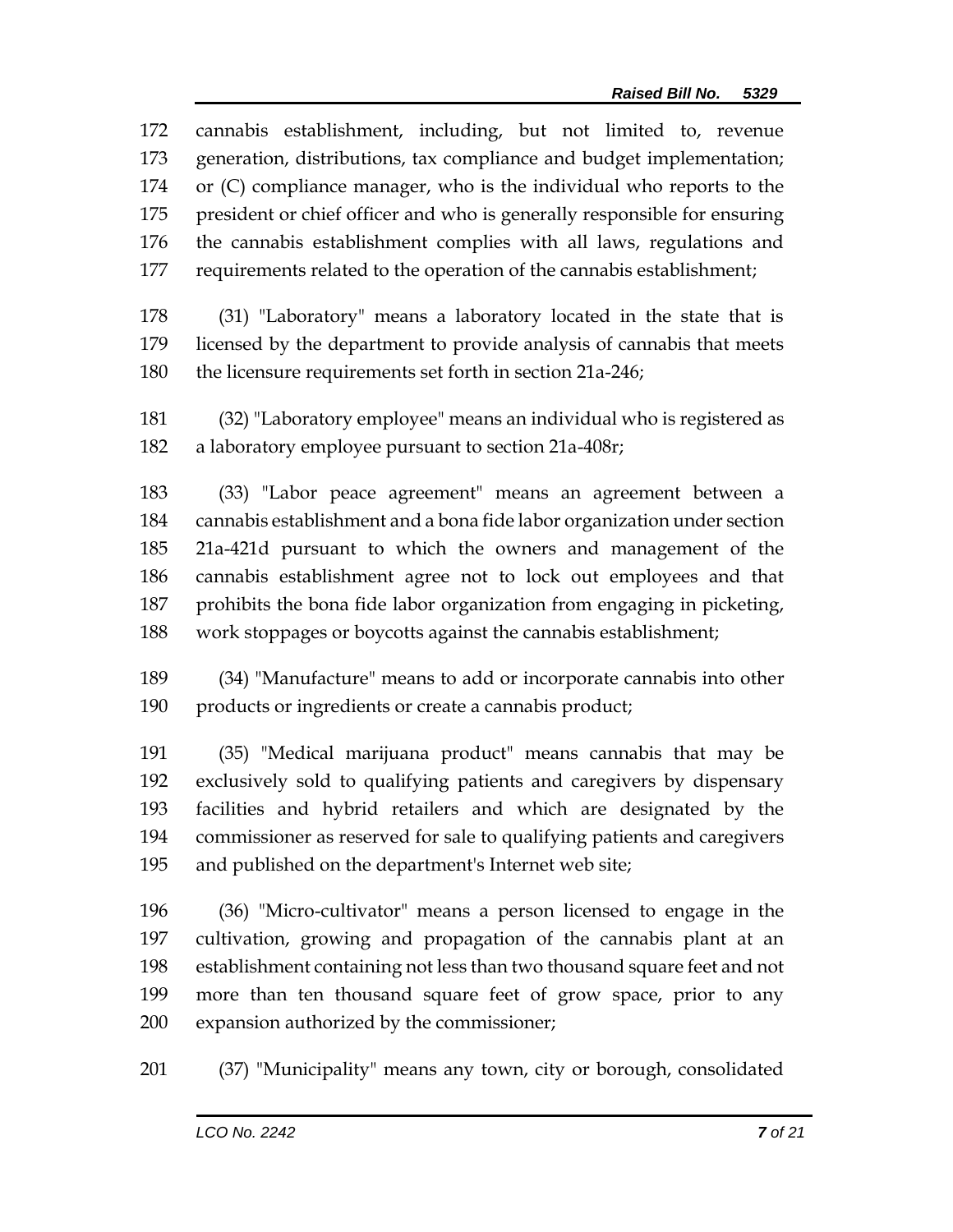cannabis establishment, including, but not limited to, revenue generation, distributions, tax compliance and budget implementation; or (C) compliance manager, who is the individual who reports to the president or chief officer and who is generally responsible for ensuring the cannabis establishment complies with all laws, regulations and requirements related to the operation of the cannabis establishment;

(31) "Laboratory" means a laboratory located in the state that is licensed by the department to provide analysis of cannabis that meets the licensure requirements set forth in section 21a-246;

(32) "Laboratory employee" means an individual who is registered as a laboratory employee pursuant to section 21a-408r;

(33) "Labor peace agreement" means an agreement between a cannabis establishment and a bona fide labor organization under section 21a-421d pursuant to which the owners and management of the cannabis establishment agree not to lock out employees and that prohibits the bona fide labor organization from engaging in picketing, work stoppages or boycotts against the cannabis establishment;

(34) "Manufacture" means to add or incorporate cannabis into other products or ingredients or create a cannabis product;

(35) "Medical marijuana product" means cannabis that may be exclusively sold to qualifying patients and caregivers by dispensary facilities and hybrid retailers and which are designated by the commissioner as reserved for sale to qualifying patients and caregivers and published on the department's Internet web site;

(36) "Micro-cultivator" means a person licensed to engage in the cultivation, growing and propagation of the cannabis plant at an establishment containing not less than two thousand square feet and not more than ten thousand square feet of grow space, prior to any expansion authorized by the commissioner;

(37) "Municipality" means any town, city or borough, consolidated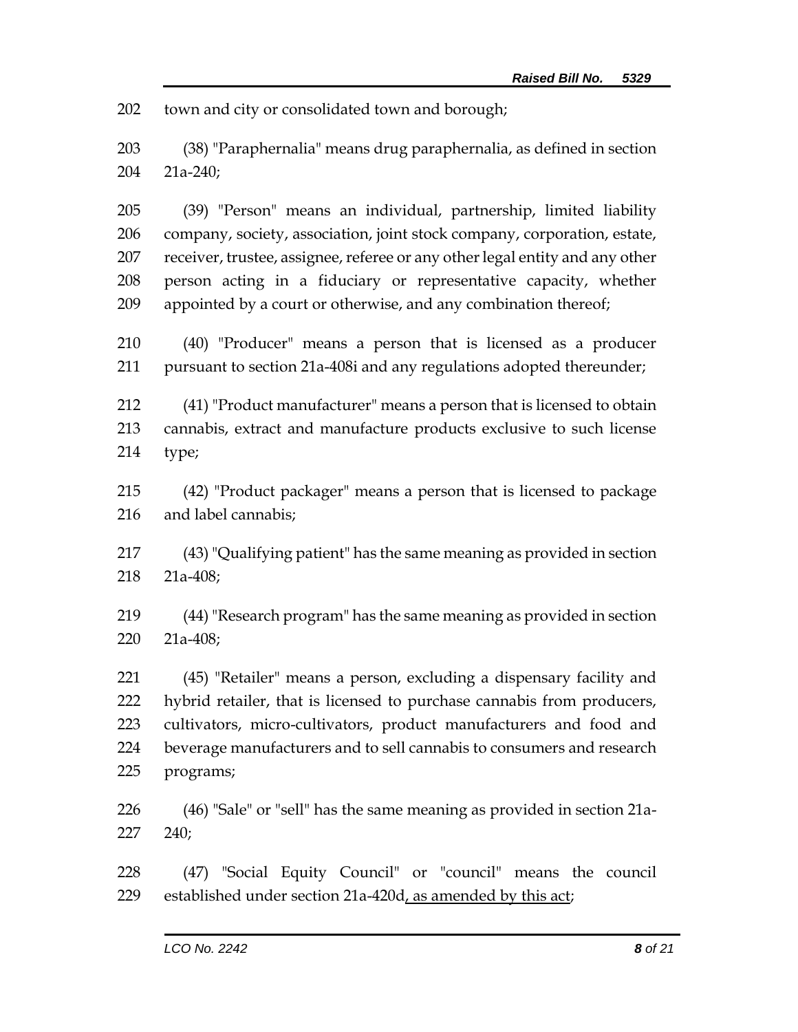town and city or consolidated town and borough;

(38) "Paraphernalia" means drug paraphernalia, as defined in section 21a-240;

(39) "Person" means an individual, partnership, limited liability company, society, association, joint stock company, corporation, estate, receiver, trustee, assignee, referee or any other legal entity and any other person acting in a fiduciary or representative capacity, whether appointed by a court or otherwise, and any combination thereof;

(40) "Producer" means a person that is licensed as a producer pursuant to section 21a-408i and any regulations adopted thereunder;

(41) "Product manufacturer" means a person that is licensed to obtain cannabis, extract and manufacture products exclusive to such license type;

(42) "Product packager" means a person that is licensed to package and label cannabis;

(43) "Qualifying patient" has the same meaning as provided in section 21a-408;

(44) "Research program" has the same meaning as provided in section 21a-408;

(45) "Retailer" means a person, excluding a dispensary facility and hybrid retailer, that is licensed to purchase cannabis from producers, cultivators, micro-cultivators, product manufacturers and food and beverage manufacturers and to sell cannabis to consumers and research programs;

(46) "Sale" or "sell" has the same meaning as provided in section 21a-240;

(47) "Social Equity Council" or "council" means the council established under section 21a-420d<u>, as amended by this act</u>;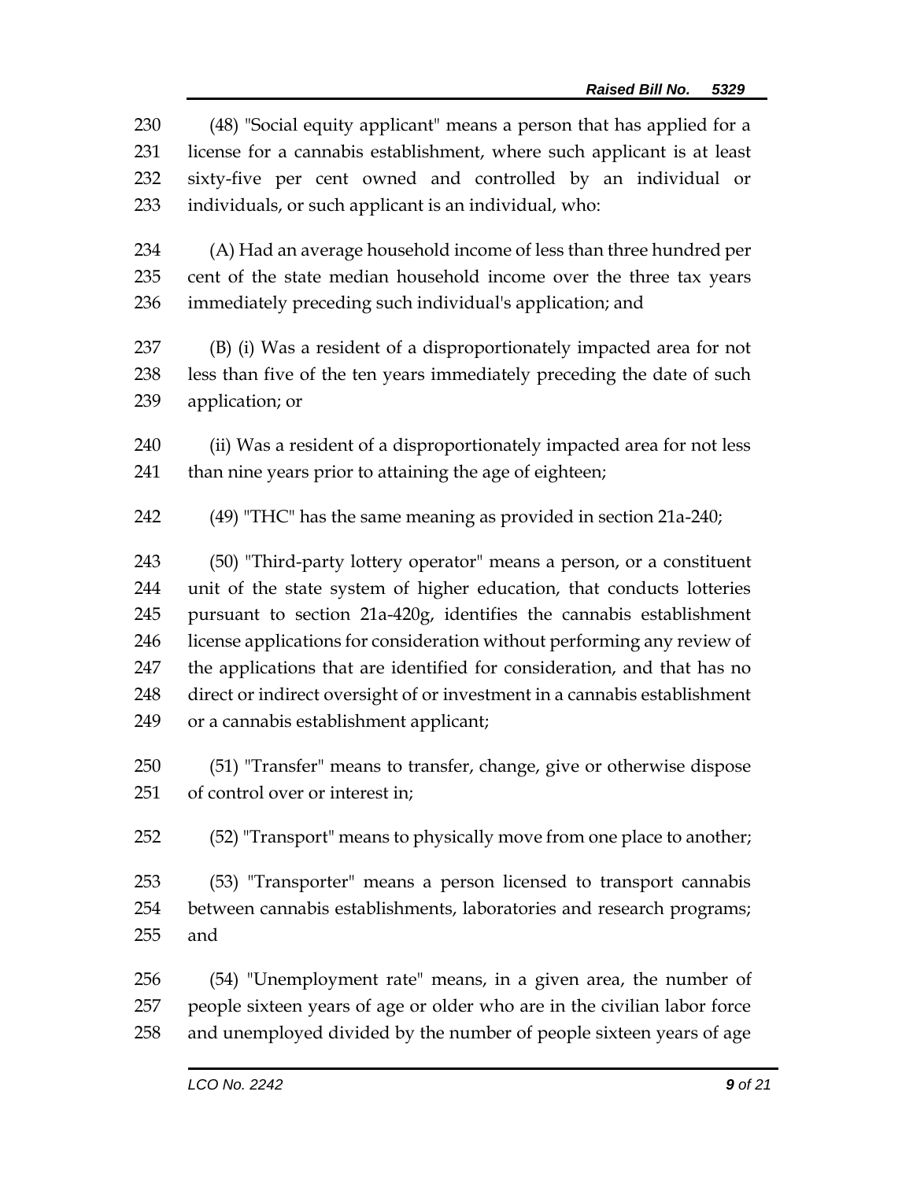(48) "Social equity applicant" means a person that has applied for a license for a cannabis establishment, where such applicant is at least sixty-five per cent owned and controlled by an individual or individuals, or such applicant is an individual, who:

(A) Had an average household income of less than three hundred per cent of the state median household income over the three tax years immediately preceding such individual's application; and

(B) (i) Was a resident of a disproportionately impacted area for not less than five of the ten years immediately preceding the date of such application; or

(ii) Was a resident of a disproportionately impacted area for not less than nine years prior to attaining the age of eighteen;

(49) "THC" has the same meaning as provided in section 21a-240;

(50) "Third-party lottery operator" means a person, or a constituent unit of the state system of higher education, that conducts lotteries pursuant to section 21a-420g, identifies the cannabis establishment license applications for consideration without performing any review of the applications that are identified for consideration, and that has no direct or indirect oversight of or investment in a cannabis establishment or a cannabis establishment applicant;

(51) "Transfer" means to transfer, change, give or otherwise dispose of control over or interest in;

(52) "Transport" means to physically move from one place to another;

(53) "Transporter" means a person licensed to transport cannabis between cannabis establishments, laboratories and research programs; and

(54) "Unemployment rate" means, in a given area, the number of people sixteen years of age or older who are in the civilian labor force and unemployed divided by the number of people sixteen years of age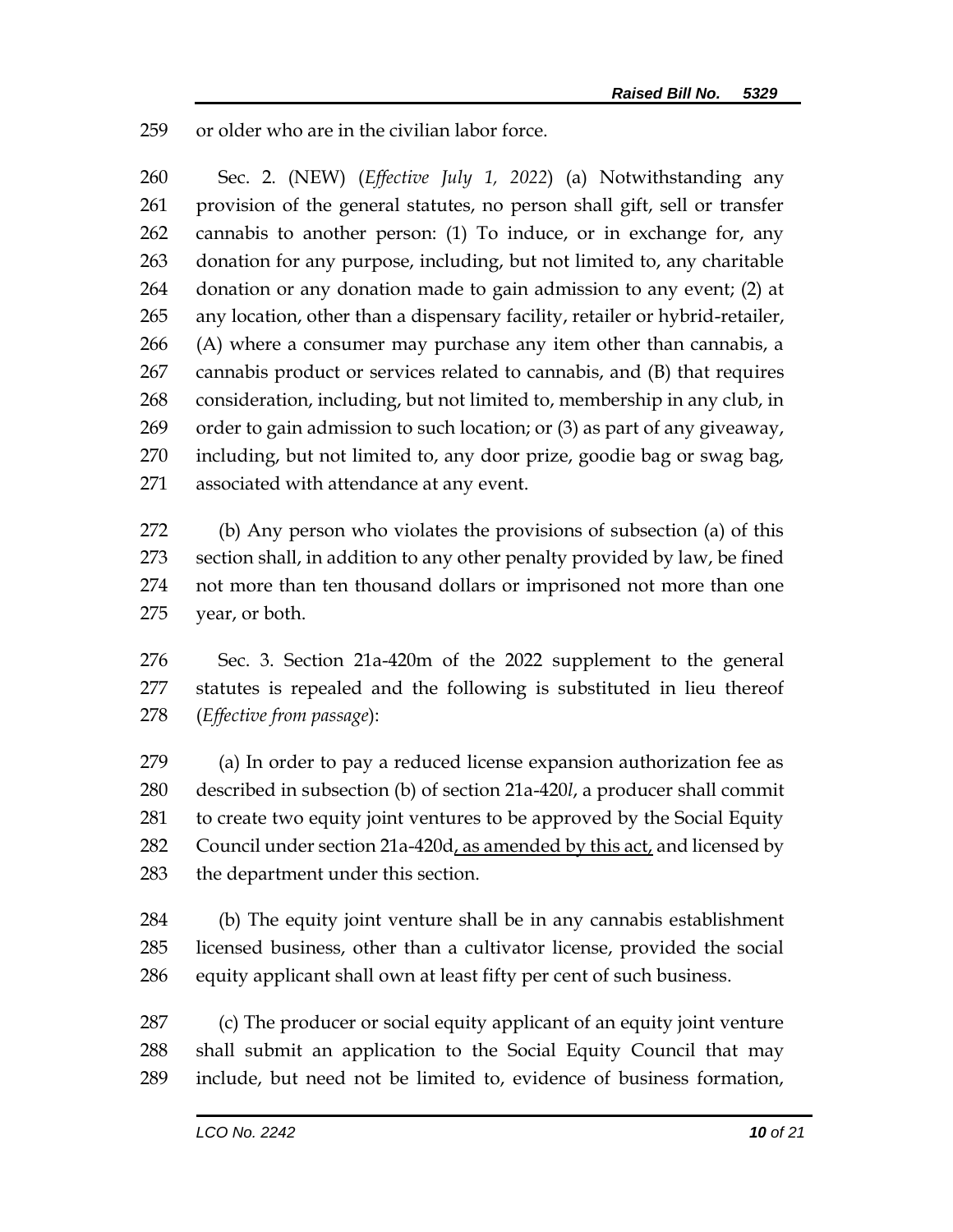or older who are in the civilian labor force.

Sec. 2. (NEW) (*Effective July 1, 2022*) (a) Notwithstanding any provision of the general statutes, no person shall gift, sell or transfer cannabis to another person: (1) To induce, or in exchange for, any donation for any purpose, including, but not limited to, any charitable donation or any donation made to gain admission to any event; (2) at any location, other than a dispensary facility, retailer or hybrid-retailer, (A) where a consumer may purchase any item other than cannabis, a cannabis product or services related to cannabis, and (B) that requires consideration, including, but not limited to, membership in any club, in order to gain admission to such location; or (3) as part of any giveaway, including, but not limited to, any door prize, goodie bag or swag bag, associated with attendance at any event.

(b) Any person who violates the provisions of subsection (a) of this section shall, in addition to any other penalty provided by law, be fined not more than ten thousand dollars or imprisoned not more than one year, or both.

Sec. 3. Section 21a-420m of the 2022 supplement to the general statutes is repealed and the following is substituted in lieu thereof (*Effective from passage*):

(a) In order to pay a reduced license expansion authorization fee as described in subsection (b) of section 21a-420*l*, a producer shall commit to create two equity joint ventures to be approved by the Social Equity Council under section 21a-420d<u>, as amended by this act,</u> and licensed by the department under this section.

(b) The equity joint venture shall be in any cannabis establishment licensed business, other than a cultivator license, provided the social equity applicant shall own at least fifty per cent of such business.

(c) The producer or social equity applicant of an equity joint venture shall submit an application to the Social Equity Council that may include, but need not be limited to, evidence of business formation,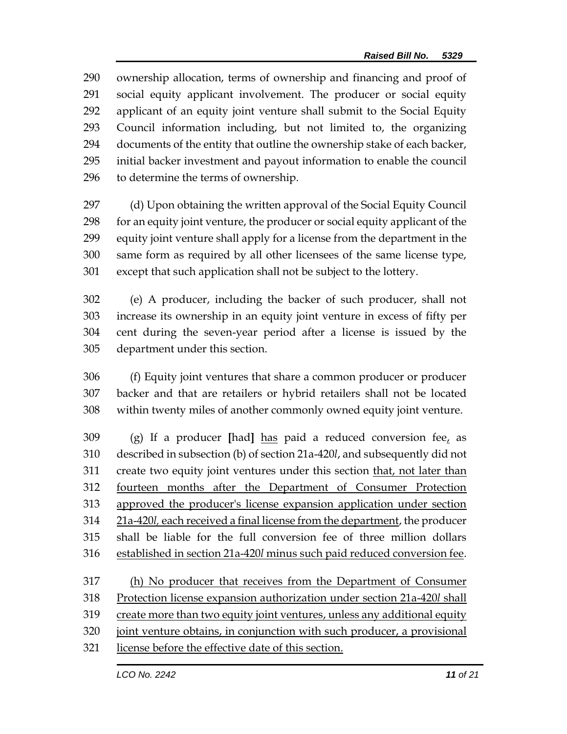ownership allocation, terms of ownership and financing and proof of social equity applicant involvement. The producer or social equity applicant of an equity joint venture shall submit to the Social Equity Council information including, but not limited to, the organizing documents of the entity that outline the ownership stake of each backer, initial backer investment and payout information to enable the council to determine the terms of ownership.

(d) Upon obtaining the written approval of the Social Equity Council for an equity joint venture, the producer or social equity applicant of the equity joint venture shall apply for a license from the department in the same form as required by all other licensees of the same license type, except that such application shall not be subject to the lottery.

(e) A producer, including the backer of such producer, shall not increase its ownership in an equity joint venture in excess of fifty per cent during the seven-year period after a license is issued by the department under this section.

(f) Equity joint ventures that share a common producer or producer backer and that are retailers or hybrid retailers shall not be located within twenty miles of another commonly owned equity joint venture.

(g) If a producer **[**had**]** <u>has</u> paid a reduced conversion fee<u>,</u> as described in subsection (b) of section 21a-420*l*, and subsequently did not create two equity joint ventures under this section <u>that, not later than fourteen months after the Department of Consumer Protection approved the producer's license expansion application under section 21a-420*l*, each received a final license from the department</u>, the producer shall be liable for the full conversion fee of three million dollars <u>established in section 21a-420*l* minus such paid reduced conversion fee</u>.

<u>(h) No producer that receives from the Department of Consumer Protection license expansion authorization under section 21a-420*l* shall create more than two equity joint ventures, unless any additional equity joint venture obtains, in conjunction with such producer, a provisional license before the effective date of this section.</u>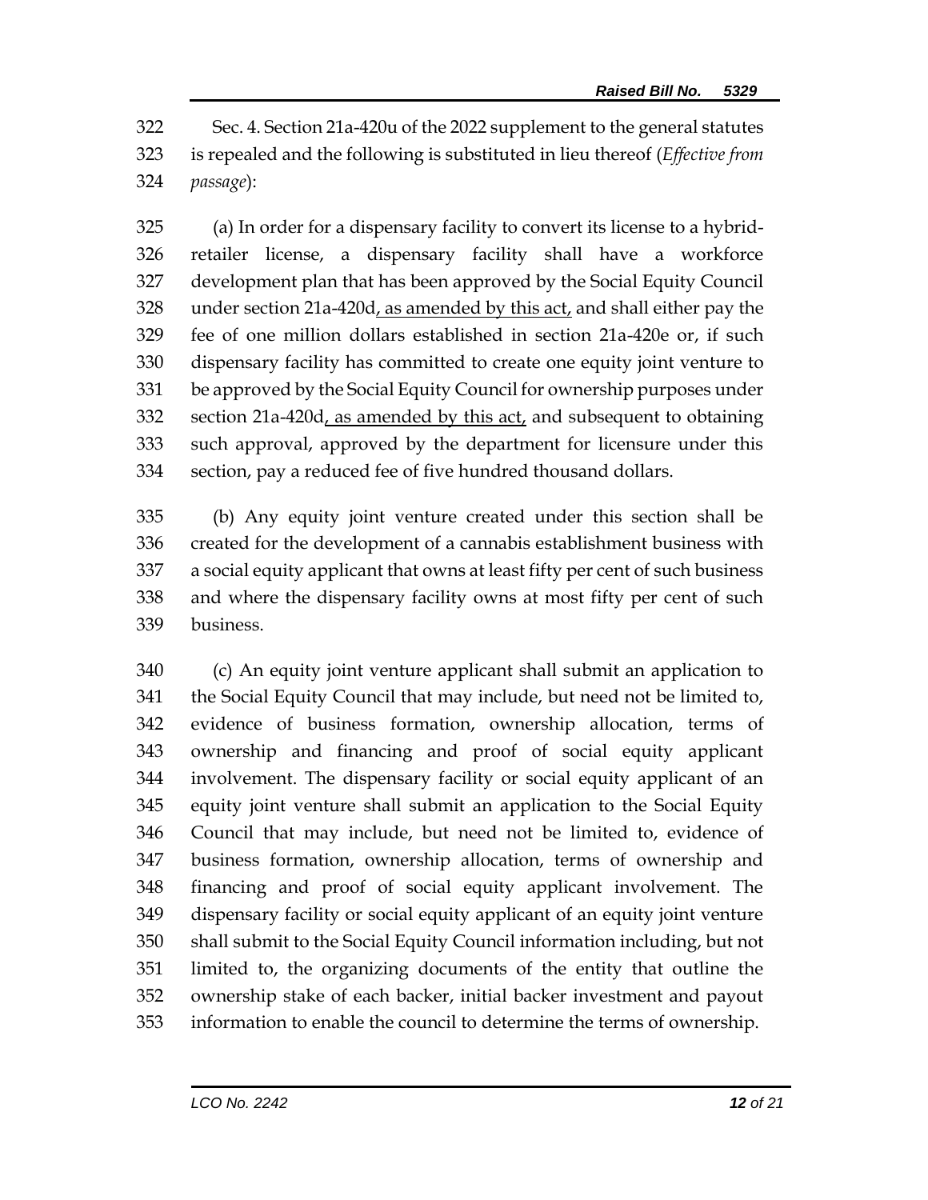Sec. 4. Section 21a-420u of the 2022 supplement to the general statutes is repealed and the following is substituted in lieu thereof (*Effective from passage*):

(a) In order for a dispensary facility to convert its license to a hybrid-retailer license, a dispensary facility shall have a workforce development plan that has been approved by the Social Equity Council under section 21a-420d, as amended by this act, and shall either pay the fee of one million dollars established in section 21a-420e or, if such dispensary facility has committed to create one equity joint venture to be approved by the Social Equity Council for ownership purposes under section 21a-420d, as amended by this act, and subsequent to obtaining such approval, approved by the department for licensure under this section, pay a reduced fee of five hundred thousand dollars.

(b) Any equity joint venture created under this section shall be created for the development of a cannabis establishment business with a social equity applicant that owns at least fifty per cent of such business and where the dispensary facility owns at most fifty per cent of such business.

(c) An equity joint venture applicant shall submit an application to the Social Equity Council that may include, but need not be limited to, evidence of business formation, ownership allocation, terms of ownership and financing and proof of social equity applicant involvement. The dispensary facility or social equity applicant of an equity joint venture shall submit an application to the Social Equity Council that may include, but need not be limited to, evidence of business formation, ownership allocation, terms of ownership and financing and proof of social equity applicant involvement. The dispensary facility or social equity applicant of an equity joint venture shall submit to the Social Equity Council information including, but not limited to, the organizing documents of the entity that outline the ownership stake of each backer, initial backer investment and payout information to enable the council to determine the terms of ownership.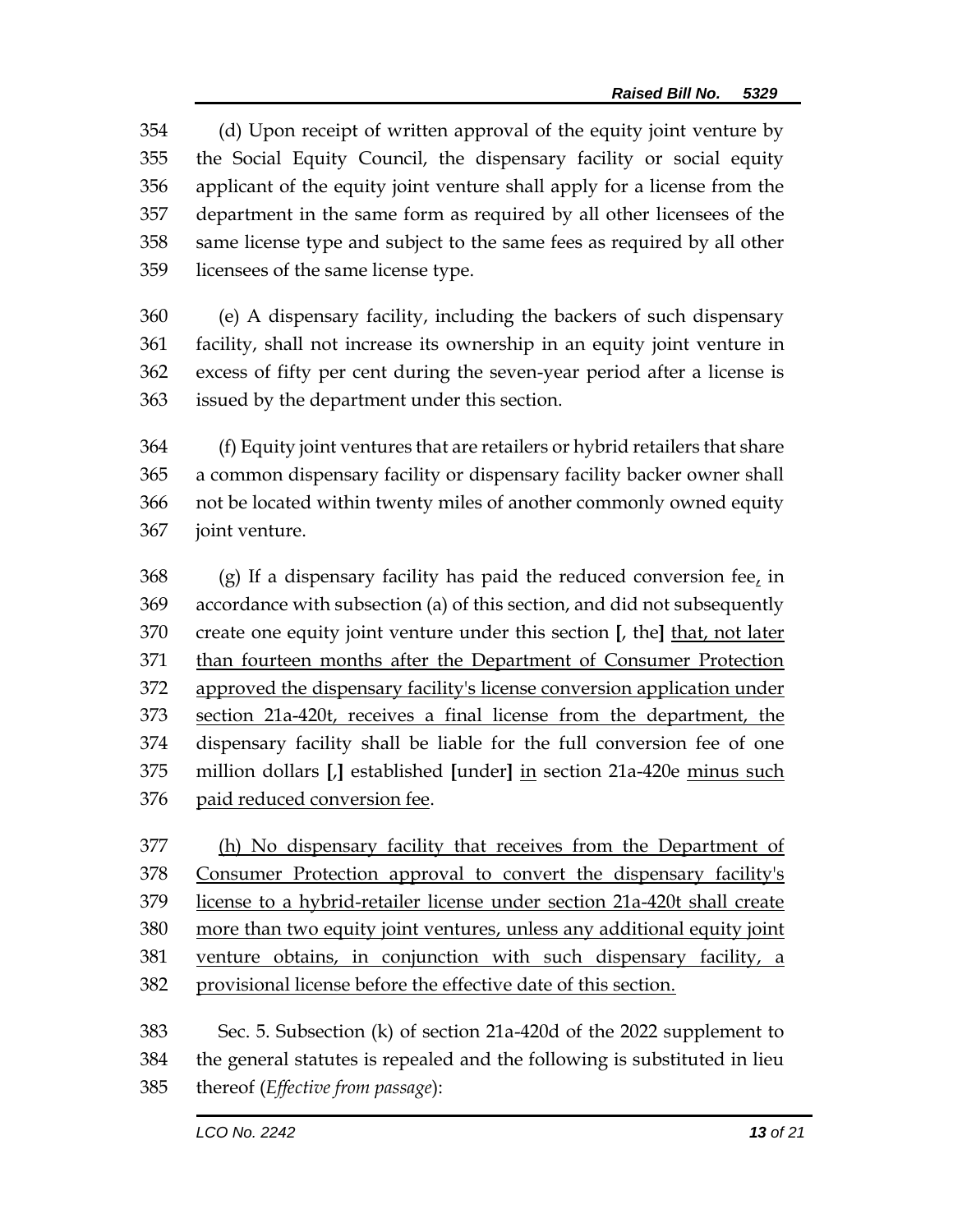(d) Upon receipt of written approval of the equity joint venture by the Social Equity Council, the dispensary facility or social equity applicant of the equity joint venture shall apply for a license from the department in the same form as required by all other licensees of the same license type and subject to the same fees as required by all other licensees of the same license type.

(e) A dispensary facility, including the backers of such dispensary facility, shall not increase its ownership in an equity joint venture in excess of fifty per cent during the seven-year period after a license is issued by the department under this section.

(f) Equity joint ventures that are retailers or hybrid retailers that share a common dispensary facility or dispensary facility backer owner shall not be located within twenty miles of another commonly owned equity joint venture.

(g) If a dispensary facility has paid the reduced conversion fee, in accordance with subsection (a) of this section, and did not subsequently create one equity joint venture under this section **[**, the**]** that, not later than fourteen months after the Department of Consumer Protection approved the dispensary facility's license conversion application under section 21a-420t, receives a final license from the department, the dispensary facility shall be liable for the full conversion fee of one million dollars **[**,**]** established **[**under**]** in section 21a-420e minus such paid reduced conversion fee.

(h) No dispensary facility that receives from the Department of Consumer Protection approval to convert the dispensary facility's license to a hybrid-retailer license under section 21a-420t shall create more than two equity joint ventures, unless any additional equity joint venture obtains, in conjunction with such dispensary facility, a provisional license before the effective date of this section.

Sec. 5. Subsection (k) of section 21a-420d of the 2022 supplement to the general statutes is repealed and the following is substituted in lieu thereof (*Effective from passage*):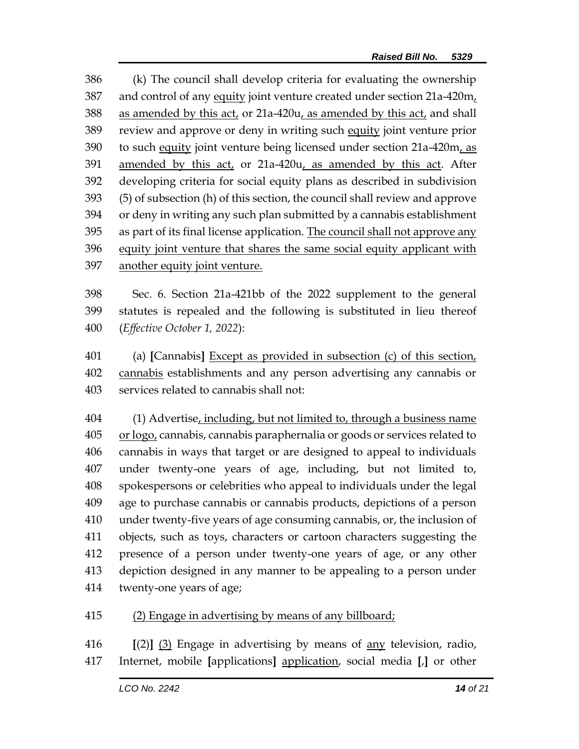(k) The council shall develop criteria for evaluating the ownership and control of any equity joint venture created under section 21a-420m, as amended by this act, or 21a-420u, as amended by this act, and shall review and approve or deny in writing such equity joint venture prior to such equity joint venture being licensed under section 21a-420m, as amended by this act, or 21a-420u, as amended by this act. After developing criteria for social equity plans as described in subdivision (5) of subsection (h) of this section, the council shall review and approve or deny in writing any such plan submitted by a cannabis establishment as part of its final license application. The council shall not approve any equity joint venture that shares the same social equity applicant with another equity joint venture.

Sec. 6. Section 21a-421bb of the 2022 supplement to the general statutes is repealed and the following is substituted in lieu thereof (*Effective October 1, 2022*):

(a) **[**Cannabis**]** Except as provided in subsection (c) of this section, cannabis establishments and any person advertising any cannabis or services related to cannabis shall not:

(1) Advertise, including, but not limited to, through a business name or logo, cannabis, cannabis paraphernalia or goods or services related to cannabis in ways that target or are designed to appeal to individuals under twenty-one years of age, including, but not limited to, spokespersons or celebrities who appeal to individuals under the legal age to purchase cannabis or cannabis products, depictions of a person under twenty-five years of age consuming cannabis, or, the inclusion of objects, such as toys, characters or cartoon characters suggesting the presence of a person under twenty-one years of age, or any other depiction designed in any manner to be appealing to a person under twenty-one years of age;

(2) Engage in advertising by means of any billboard;

**[**(2)**]** (3) Engage in advertising by means of any television, radio, Internet, mobile **[**applications**]** application, social media **[**,**]** or other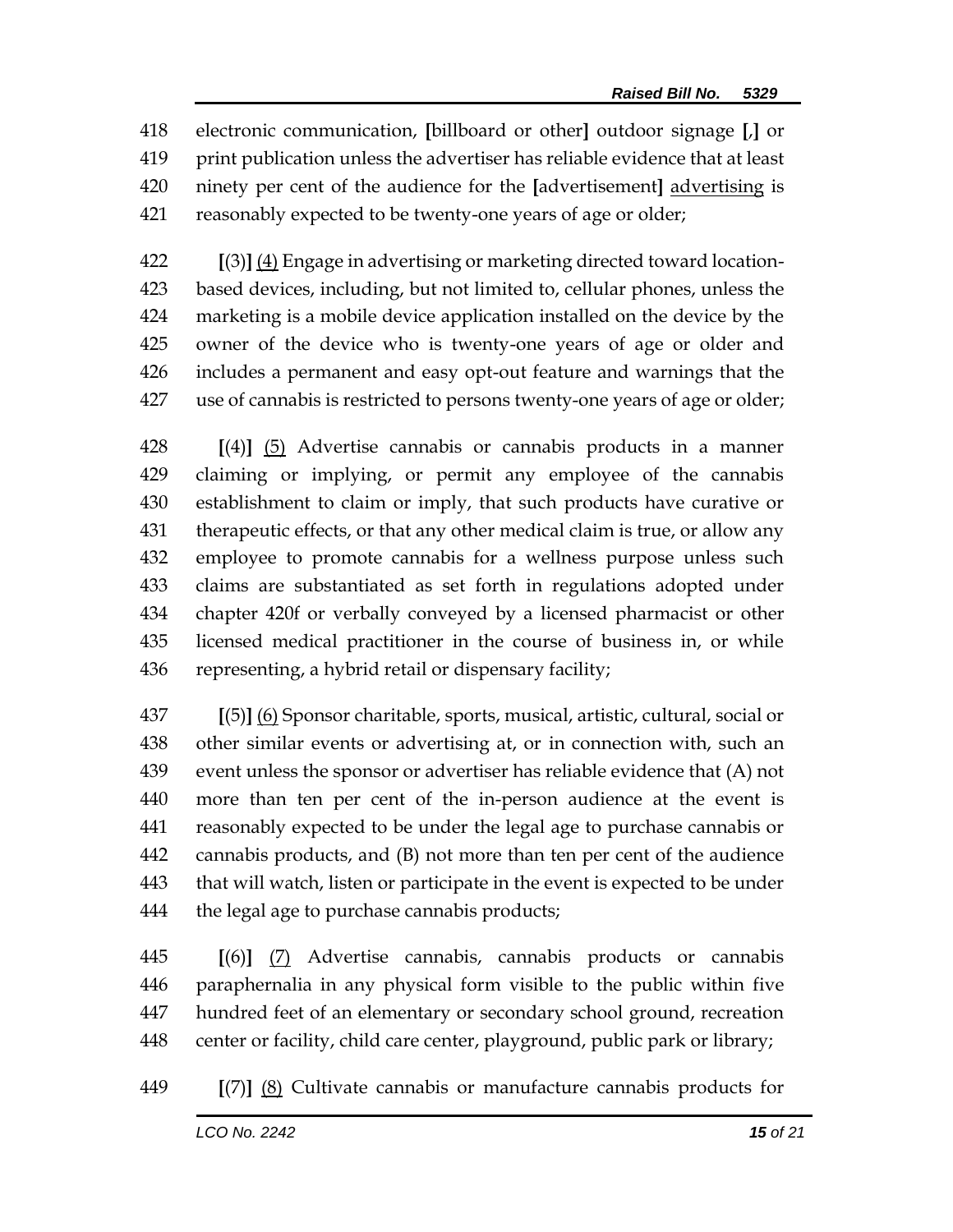418 electronic communication, [billboard or other] outdoor signage [,] or
419 print publication unless the advertiser has reliable evidence that at least
420 ninety per cent of the audience for the [advertisement] advertising is
421 reasonably expected to be twenty-one years of age or older;

422 [(3)] (4) Engage in advertising or marketing directed toward location-
423 based devices, including, but not limited to, cellular phones, unless the
424 marketing is a mobile device application installed on the device by the
425 owner of the device who is twenty-one years of age or older and
426 includes a permanent and easy opt-out feature and warnings that the
427 use of cannabis is restricted to persons twenty-one years of age or older;

428 [(4)] (5) Advertise cannabis or cannabis products in a manner
429 claiming or implying, or permit any employee of the cannabis
430 establishment to claim or imply, that such products have curative or
431 therapeutic effects, or that any other medical claim is true, or allow any
432 employee to promote cannabis for a wellness purpose unless such
433 claims are substantiated as set forth in regulations adopted under
434 chapter 420f or verbally conveyed by a licensed pharmacist or other
435 licensed medical practitioner in the course of business in, or while
436 representing, a hybrid retail or dispensary facility;

437 [(5)] (6) Sponsor charitable, sports, musical, artistic, cultural, social or
438 other similar events or advertising at, or in connection with, such an
439 event unless the sponsor or advertiser has reliable evidence that (A) not
440 more than ten per cent of the in-person audience at the event is
441 reasonably expected to be under the legal age to purchase cannabis or
442 cannabis products, and (B) not more than ten per cent of the audience
443 that will watch, listen or participate in the event is expected to be under
444 the legal age to purchase cannabis products;

445 [(6)] (7) Advertise cannabis, cannabis products or cannabis
446 paraphernalia in any physical form visible to the public within five
447 hundred feet of an elementary or secondary school ground, recreation
448 center or facility, child care center, playground, public park or library;

449 [(7)] (8) Cultivate cannabis or manufacture cannabis products for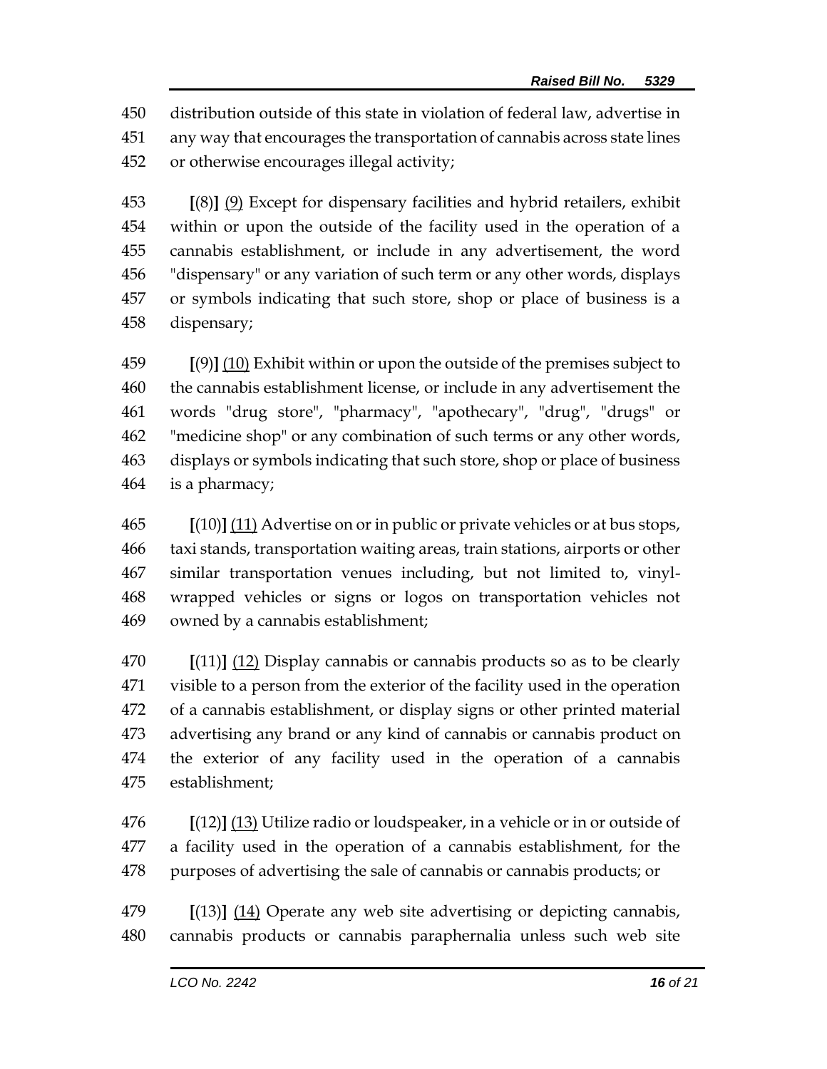450 distribution outside of this state in violation of federal law, advertise in
451 any way that encourages the transportation of cannabis across state lines
452 or otherwise encourages illegal activity;

453 **[**(8)**]** (9) Except for dispensary facilities and hybrid retailers, exhibit
454 within or upon the outside of the facility used in the operation of a
455 cannabis establishment, or include in any advertisement, the word
456 "dispensary" or any variation of such term or any other words, displays
457 or symbols indicating that such store, shop or place of business is a
458 dispensary;

459 **[**(9)**]** (10) Exhibit within or upon the outside of the premises subject to
460 the cannabis establishment license, or include in any advertisement the
461 words "drug store", "pharmacy", "apothecary", "drug", "drugs" or
462 "medicine shop" or any combination of such terms or any other words,
463 displays or symbols indicating that such store, shop or place of business
464 is a pharmacy;

465 **[**(10)**]** (11) Advertise on or in public or private vehicles or at bus stops,
466 taxi stands, transportation waiting areas, train stations, airports or other
467 similar transportation venues including, but not limited to, vinyl-
468 wrapped vehicles or signs or logos on transportation vehicles not
469 owned by a cannabis establishment;

470 **[**(11)**]** (12) Display cannabis or cannabis products so as to be clearly
471 visible to a person from the exterior of the facility used in the operation
472 of a cannabis establishment, or display signs or other printed material
473 advertising any brand or any kind of cannabis or cannabis product on
474 the exterior of any facility used in the operation of a cannabis
475 establishment;

476 **[**(12)**]** (13) Utilize radio or loudspeaker, in a vehicle or in or outside of
477 a facility used in the operation of a cannabis establishment, for the
478 purposes of advertising the sale of cannabis or cannabis products; or

479 **[**(13)**]** (14) Operate any web site advertising or depicting cannabis,
480 cannabis products or cannabis paraphernalia unless such web site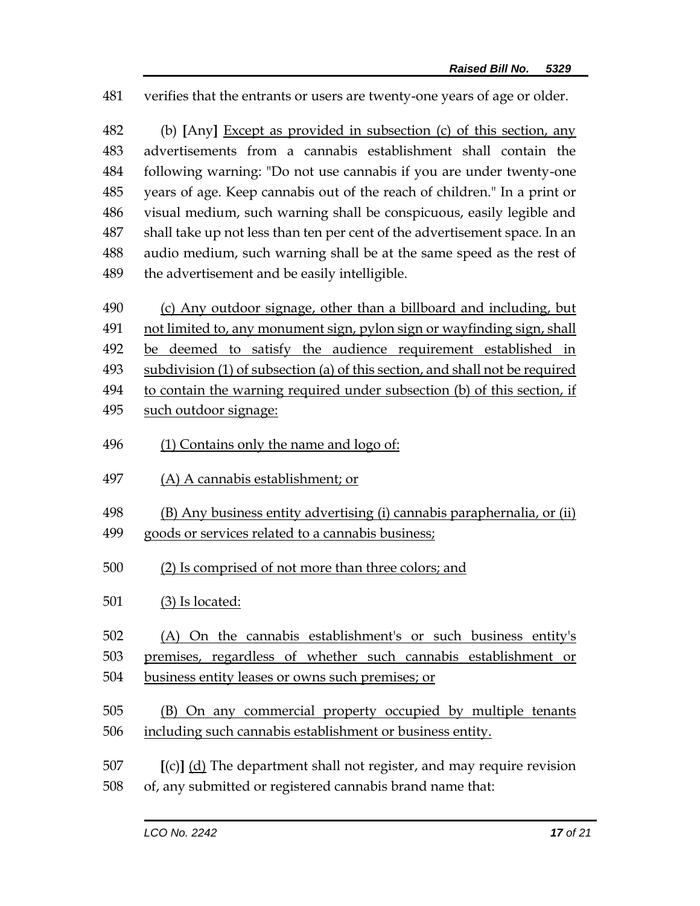verifies that the entrants or users are twenty-one years of age or older.

(b) [Any] Except as provided in subsection (c) of this section, any advertisements from a cannabis establishment shall contain the following warning: "Do not use cannabis if you are under twenty-one years of age. Keep cannabis out of the reach of children." In a print or visual medium, such warning shall be conspicuous, easily legible and shall take up not less than ten per cent of the advertisement space. In an audio medium, such warning shall be at the same speed as the rest of the advertisement and be easily intelligible.

(c) Any outdoor signage, other than a billboard and including, but not limited to, any monument sign, pylon sign or wayfinding sign, shall be deemed to satisfy the audience requirement established in subdivision (1) of subsection (a) of this section, and shall not be required to contain the warning required under subsection (b) of this section, if such outdoor signage:

(1) Contains only the name and logo of:

(A) A cannabis establishment; or

(B) Any business entity advertising (i) cannabis paraphernalia, or (ii) goods or services related to a cannabis business;

(2) Is comprised of not more than three colors; and

(3) Is located:

(A) On the cannabis establishment's or such business entity's premises, regardless of whether such cannabis establishment or business entity leases or owns such premises; or

(B) On any commercial property occupied by multiple tenants including such cannabis establishment or business entity.

[(c)] (d) The department shall not register, and may require revision of, any submitted or registered cannabis brand name that: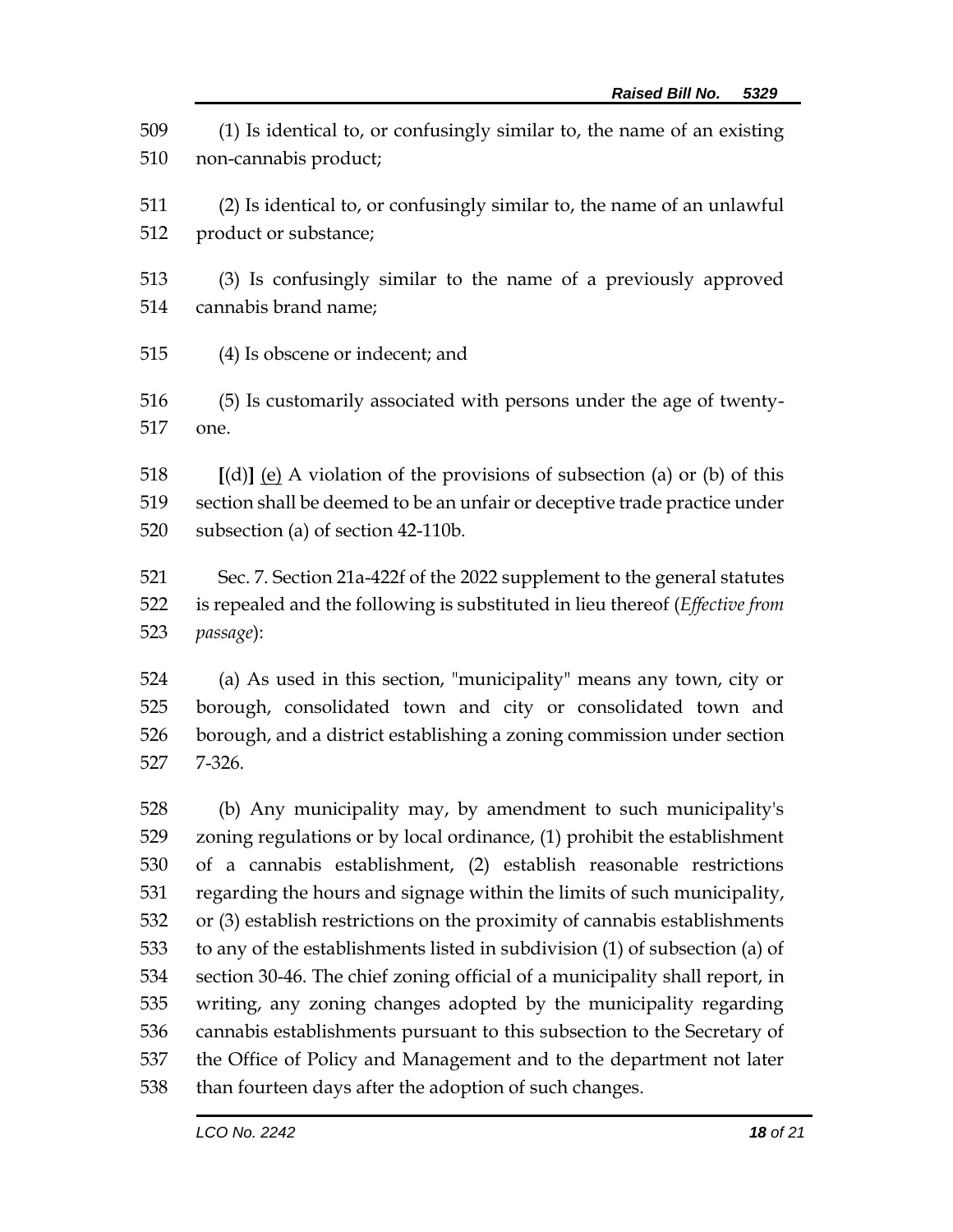(1) Is identical to, or confusingly similar to, the name of an existing non-cannabis product;

(2) Is identical to, or confusingly similar to, the name of an unlawful product or substance;

(3) Is confusingly similar to the name of a previously approved cannabis brand name;

(4) Is obscene or indecent; and

(5) Is customarily associated with persons under the age of twenty-one.

**[**(d)**]** <u>(e)</u> A violation of the provisions of subsection (a) or (b) of this section shall be deemed to be an unfair or deceptive trade practice under subsection (a) of section 42-110b.

Sec. 7. Section 21a-422f of the 2022 supplement to the general statutes is repealed and the following is substituted in lieu thereof (*Effective from passage*):

(a) As used in this section, "municipality" means any town, city or borough, consolidated town and city or consolidated town and borough, and a district establishing a zoning commission under section 7-326.

(b) Any municipality may, by amendment to such municipality's zoning regulations or by local ordinance, (1) prohibit the establishment of a cannabis establishment, (2) establish reasonable restrictions regarding the hours and signage within the limits of such municipality, or (3) establish restrictions on the proximity of cannabis establishments to any of the establishments listed in subdivision (1) of subsection (a) of section 30-46. The chief zoning official of a municipality shall report, in writing, any zoning changes adopted by the municipality regarding cannabis establishments pursuant to this subsection to the Secretary of the Office of Policy and Management and to the department not later than fourteen days after the adoption of such changes.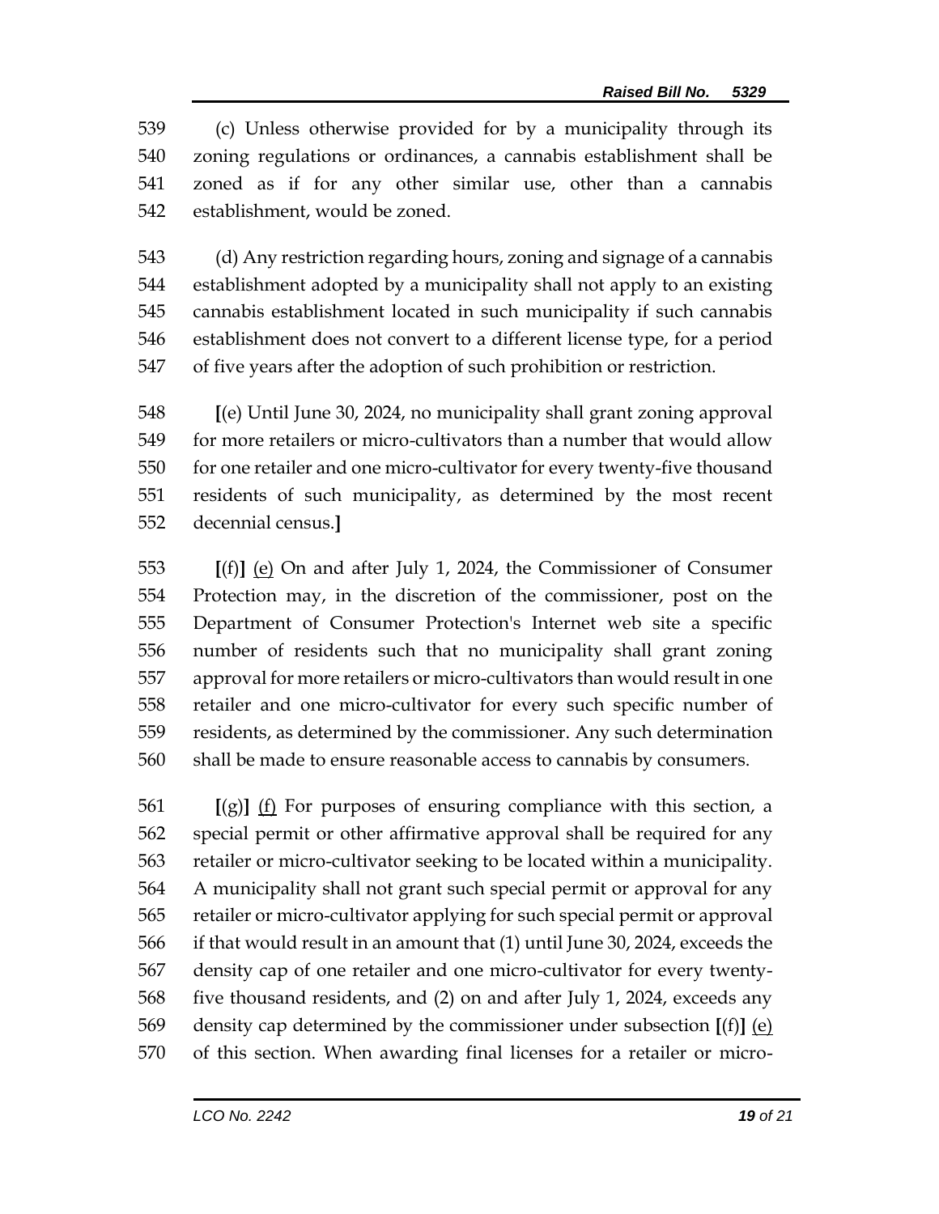539 (c) Unless otherwise provided for by a municipality through its
540 zoning regulations or ordinances, a cannabis establishment shall be
541 zoned as if for any other similar use, other than a cannabis
542 establishment, would be zoned.

543 (d) Any restriction regarding hours, zoning and signage of a cannabis
544 establishment adopted by a municipality shall not apply to an existing
545 cannabis establishment located in such municipality if such cannabis
546 establishment does not convert to a different license type, for a period
547 of five years after the adoption of such prohibition or restriction.

548 **[**(e) Until June 30, 2024, no municipality shall grant zoning approval
549 for more retailers or micro-cultivators than a number that would allow
550 for one retailer and one micro-cultivator for every twenty-five thousand
551 residents of such municipality, as determined by the most recent
552 decennial census.**]**

553 **[**(f)**]** <u>(e)</u> On and after July 1, 2024, the Commissioner of Consumer
554 Protection may, in the discretion of the commissioner, post on the
555 Department of Consumer Protection's Internet web site a specific
556 number of residents such that no municipality shall grant zoning
557 approval for more retailers or micro-cultivators than would result in one
558 retailer and one micro-cultivator for every such specific number of
559 residents, as determined by the commissioner. Any such determination
560 shall be made to ensure reasonable access to cannabis by consumers.

561 **[**(g)**]** <u>(f)</u> For purposes of ensuring compliance with this section, a
562 special permit or other affirmative approval shall be required for any
563 retailer or micro-cultivator seeking to be located within a municipality.
564 A municipality shall not grant such special permit or approval for any
565 retailer or micro-cultivator applying for such special permit or approval
566 if that would result in an amount that (1) until June 30, 2024, exceeds the
567 density cap of one retailer and one micro-cultivator for every twenty-
568 five thousand residents, and (2) on and after July 1, 2024, exceeds any
569 density cap determined by the commissioner under subsection **[**(f)**]** <u>(e)</u>
570 of this section. When awarding final licenses for a retailer or micro-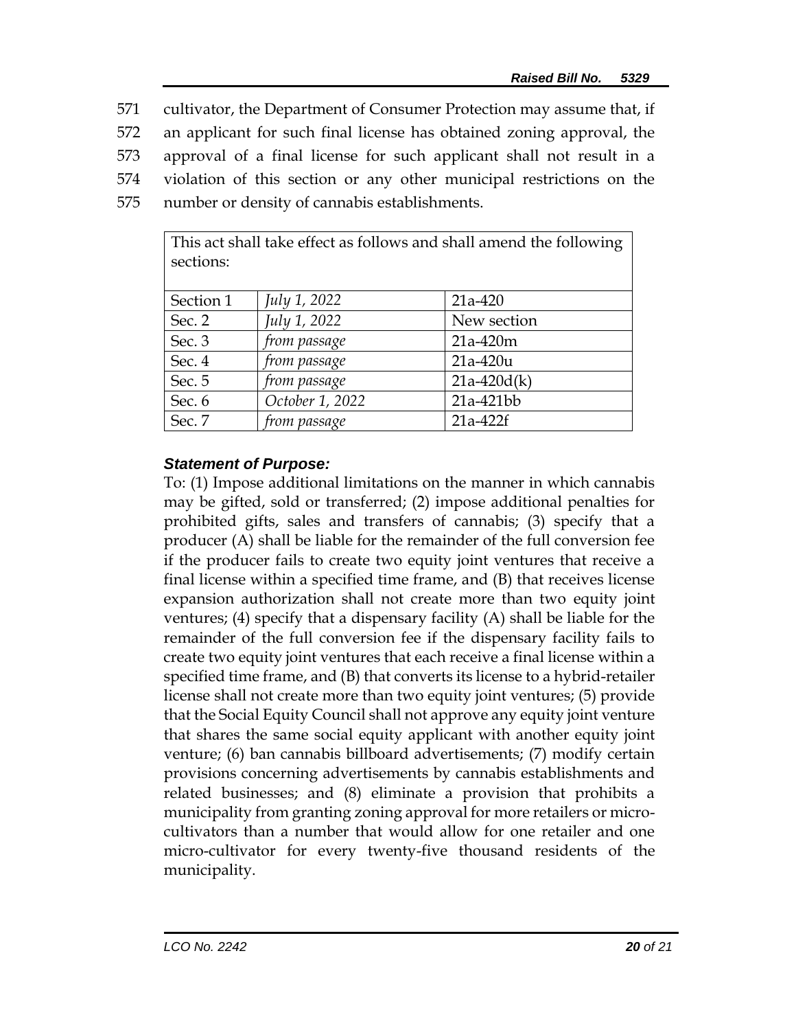571 cultivator, the Department of Consumer Protection may assume that, if
572 an applicant for such final license has obtained zoning approval, the
573 approval of a final license for such applicant shall not result in a
574 violation of this section or any other municipal restrictions on the
575 number or density of cannabis establishments.

| This act shall take effect as follows and shall amend the following sections: | | |
|---|---|---|
| Section 1 | *July 1, 2022* | 21a-420 |
| Sec. 2 | *July 1, 2022* | New section |
| Sec. 3 | *from passage* | 21a-420m |
| Sec. 4 | *from passage* | 21a-420u |
| Sec. 5 | *from passage* | 21a-420d(k) |
| Sec. 6 | *October 1, 2022* | 21a-421bb |
| Sec. 7 | *from passage* | 21a-422f |

***Statement of Purpose:***

To: (1) Impose additional limitations on the manner in which cannabis may be gifted, sold or transferred; (2) impose additional penalties for prohibited gifts, sales and transfers of cannabis; (3) specify that a producer (A) shall be liable for the remainder of the full conversion fee if the producer fails to create two equity joint ventures that receive a final license within a specified time frame, and (B) that receives license expansion authorization shall not create more than two equity joint ventures; (4) specify that a dispensary facility (A) shall be liable for the remainder of the full conversion fee if the dispensary facility fails to create two equity joint ventures that each receive a final license within a specified time frame, and (B) that converts its license to a hybrid-retailer license shall not create more than two equity joint ventures; (5) provide that the Social Equity Council shall not approve any equity joint venture that shares the same social equity applicant with another equity joint venture; (6) ban cannabis billboard advertisements; (7) modify certain provisions concerning advertisements by cannabis establishments and related businesses; and (8) eliminate a provision that prohibits a municipality from granting zoning approval for more retailers or micro-cultivators than a number that would allow for one retailer and one micro-cultivator for every twenty-five thousand residents of the municipality.